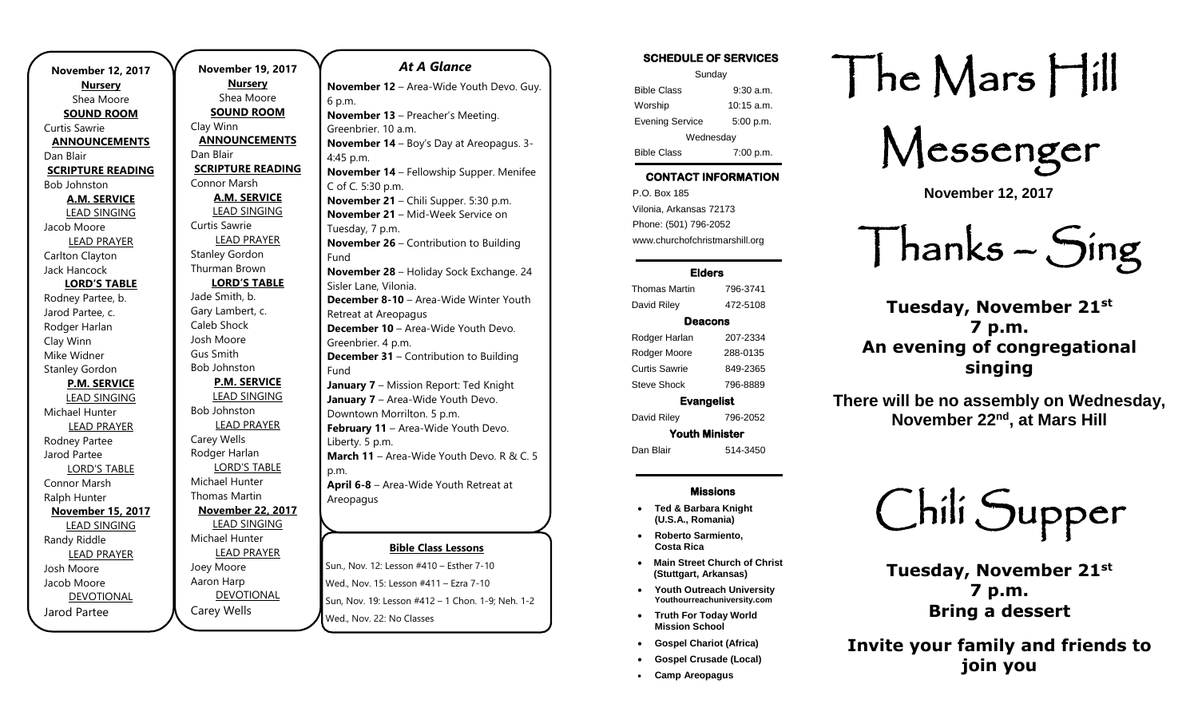**November 12, 2017**

**Nursery**
Shea Moore

**SOUND ROOM**
Curtis Sawrie

**ANNOUNCEMENTS**
Dan Blair

**SCRIPTURE READING**
Bob Johnston

**A.M. SERVICE**

LEAD SINGING
Jacob Moore

LEAD PRAYER
Carlton Clayton
Jack Hancock

**LORD'S TABLE**
Rodney Partee, b.
Jarod Partee, c.
Rodger Harlan
Clay Winn
Mike Widner
Stanley Gordon

**P.M. SERVICE**

LEAD SINGING
Michael Hunter

LEAD PRAYER
Rodney Partee
Jarod Partee

LORD'S TABLE
Connor Marsh
Ralph Hunter

**November 15, 2017**

LEAD SINGING
Randy Riddle

LEAD PRAYER
Josh Moore
Jacob Moore

DEVOTIONAL
Jarod Partee

**November 19, 2017**

**Nursery**
Shea Moore

**SOUND ROOM**
Clay Winn

**ANNOUNCEMENTS**
Dan Blair

**SCRIPTURE READING**
Connor Marsh

**A.M. SERVICE**

LEAD SINGING
Curtis Sawrie

LEAD PRAYER
Stanley Gordon
Thurman Brown

**LORD'S TABLE**
Jade Smith, b.
Gary Lambert, c.
Caleb Shock
Josh Moore
Gus Smith
Bob Johnston

**P.M. SERVICE**

LEAD SINGING
Bob Johnston

LEAD PRAYER
Carey Wells
Rodger Harlan

LORD'S TABLE
Michael Hunter
Thomas Martin

**November 22, 2017**

LEAD SINGING
Michael Hunter

LEAD PRAYER
Joey Moore
Aaron Harp

DEVOTIONAL
Carey Wells

## *At A Glance*

**November 12** – Area-Wide Youth Devo. Guy. 6 p.m.
**November 13** – Preacher's Meeting. Greenbrier. 10 a.m.
**November 14** – Boy's Day at Areopagus. 3-4:45 p.m.
**November 14** – Fellowship Supper. Menifee C of C. 5:30 p.m.
**November 21** – Chili Supper. 5:30 p.m.
**November 21** – Mid-Week Service on Tuesday, 7 p.m.
**November 26** – Contribution to Building Fund
**November 28** – Holiday Sock Exchange. 24 Sisler Lane, Vilonia.
**December 8-10** – Area-Wide Winter Youth Retreat at Areopagus
**December 10** – Area-Wide Youth Devo. Greenbrier. 4 p.m.
**December 31** – Contribution to Building Fund
**January 7** – Mission Report: Ted Knight
**January 7** – Area-Wide Youth Devo. Downtown Morrilton. 5 p.m.
**February 11** – Area-Wide Youth Devo. Liberty. 5 p.m.
**March 11** – Area-Wide Youth Devo. R & C. 5 p.m.
**April 6-8** – Area-Wide Youth Retreat at Areopagus

**Bible Class Lessons**

Sun., Nov. 12: Lesson #410 – Esther 7-10
Wed., Nov. 15: Lesson #411 – Ezra 7-10
Sun, Nov. 19: Lesson #412 – 1 Chon. 1-9; Neh. 1-2
Wed., Nov. 22: No Classes

**SCHEDULE OF SERVICES**

| Sunday | |
|---|---|
| Bible Class | 9:30 a.m. |
| Worship | 10:15 a.m. |
| Evening Service | 5:00 p.m. |
| Wednesday | |
| Bible Class | 7:00 p.m. |

**CONTACT INFORMATION**

P.O. Box 185
Vilonia, Arkansas 72173
Phone: (501) 796-2052
www.churchofchristmarshill.org

**Elders**

| | |
|---|---|
| Thomas Martin | 796-3741 |
| David Riley | 472-5108 |

**Deacons**

| | |
|---|---|
| Rodger Harlan | 207-2334 |
| Rodger Moore | 288-0135 |
| Curtis Sawrie | 849-2365 |
| Steve Shock | 796-8889 |

**Evangelist**

| | |
|---|---|
| David Riley | 796-2052 |

**Youth Minister**

| | |
|---|---|
| Dan Blair | 514-3450 |

**Missions**

- **Ted & Barbara Knight (U.S.A., Romania)**
- **Roberto Sarmiento, Costa Rica**
- **Main Street Church of Christ (Stuttgart, Arkansas)**
- **Youth Outreach University** Youthourreachuniversity.com
- **Truth For Today World Mission School**
- **Gospel Chariot (Africa)**
- **Gospel Crusade (Local)**
- **Camp Areopagus**

# The Mars Hill Messenger

**November 12, 2017**

# Thanks – Sing

**Tuesday, November 21st**
**7 p.m.**
**An evening of congregational singing**

**There will be no assembly on Wednesday, November 22nd, at Mars Hill**

# Chili Supper

**Tuesday, November 21st**
**7 p.m.**
**Bring a dessert**

**Invite your family and friends to join you**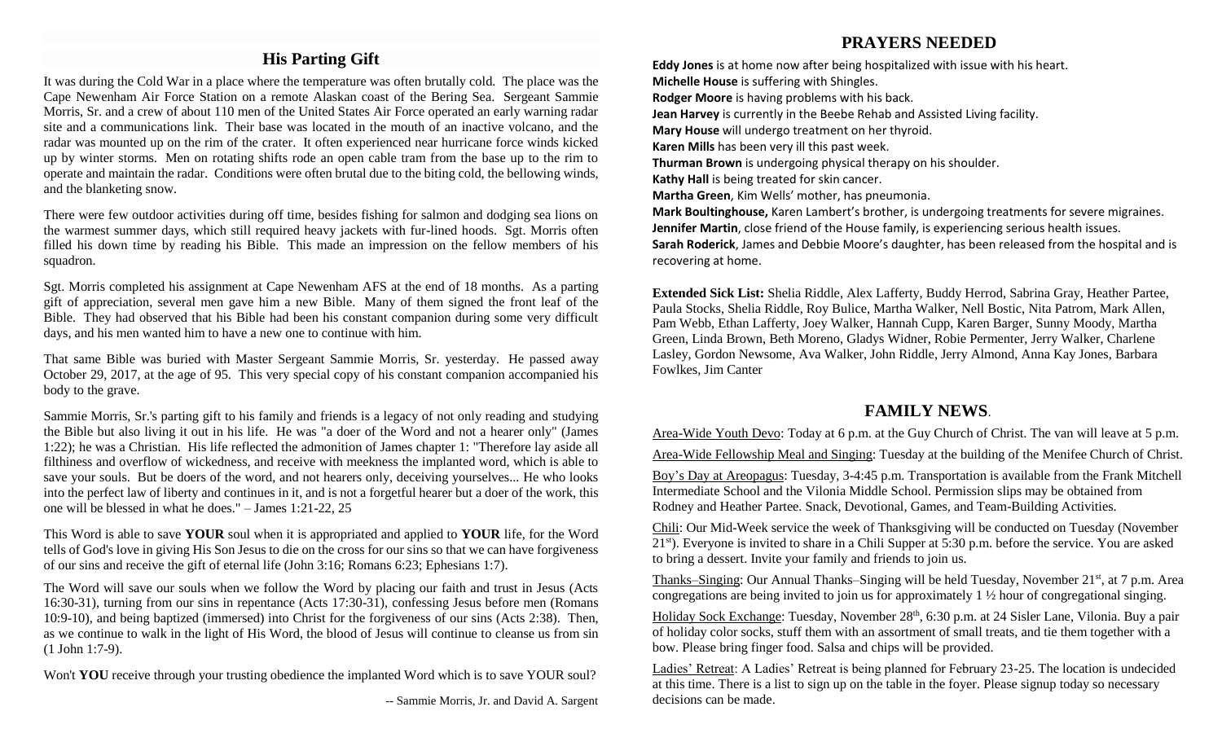## His Parting Gift

It was during the Cold War in a place where the temperature was often brutally cold. The place was the Cape Newenham Air Force Station on a remote Alaskan coast of the Bering Sea. Sergeant Sammie Morris, Sr. and a crew of about 110 men of the United States Air Force operated an early warning radar site and a communications link. Their base was located in the mouth of an inactive volcano, and the radar was mounted up on the rim of the crater. It often experienced near hurricane force winds kicked up by winter storms. Men on rotating shifts rode an open cable tram from the base up to the rim to operate and maintain the radar. Conditions were often brutal due to the biting cold, the bellowing winds, and the blanketing snow.

There were few outdoor activities during off time, besides fishing for salmon and dodging sea lions on the warmest summer days, which still required heavy jackets with fur-lined hoods. Sgt. Morris often filled his down time by reading his Bible. This made an impression on the fellow members of his squadron.

Sgt. Morris completed his assignment at Cape Newenham AFS at the end of 18 months. As a parting gift of appreciation, several men gave him a new Bible. Many of them signed the front leaf of the Bible. They had observed that his Bible had been his constant companion during some very difficult days, and his men wanted him to have a new one to continue with him.

That same Bible was buried with Master Sergeant Sammie Morris, Sr. yesterday. He passed away October 29, 2017, at the age of 95. This very special copy of his constant companion accompanied his body to the grave.

Sammie Morris, Sr.'s parting gift to his family and friends is a legacy of not only reading and studying the Bible but also living it out in his life. He was "a doer of the Word and not a hearer only" (James 1:22); he was a Christian. His life reflected the admonition of James chapter 1: "Therefore lay aside all filthiness and overflow of wickedness, and receive with meekness the implanted word, which is able to save your souls. But be doers of the word, and not hearers only, deceiving yourselves... He who looks into the perfect law of liberty and continues in it, and is not a forgetful hearer but a doer of the work, this one will be blessed in what he does." – James 1:21-22, 25

This Word is able to save **YOUR** soul when it is appropriated and applied to **YOUR** life, for the Word tells of God's love in giving His Son Jesus to die on the cross for our sins so that we can have forgiveness of our sins and receive the gift of eternal life (John 3:16; Romans 6:23; Ephesians 1:7).

The Word will save our souls when we follow the Word by placing our faith and trust in Jesus (Acts 16:30-31), turning from our sins in repentance (Acts 17:30-31), confessing Jesus before men (Romans 10:9-10), and being baptized (immersed) into Christ for the forgiveness of our sins (Acts 2:38). Then, as we continue to walk in the light of His Word, the blood of Jesus will continue to cleanse us from sin (1 John 1:7-9).

Won't **YOU** receive through your trusting obedience the implanted Word which is to save YOUR soul?

-- Sammie Morris, Jr. and David A. Sargent

## PRAYERS NEEDED

**Eddy Jones** is at home now after being hospitalized with issue with his heart.
**Michelle House** is suffering with Shingles.
**Rodger Moore** is having problems with his back.
**Jean Harvey** is currently in the Beebe Rehab and Assisted Living facility.
**Mary House** will undergo treatment on her thyroid.
**Karen Mills** has been very ill this past week.
**Thurman Brown** is undergoing physical therapy on his shoulder.
**Kathy Hall** is being treated for skin cancer.
**Martha Green**, Kim Wells' mother, has pneumonia.
**Mark Boultinghouse,** Karen Lambert's brother, is undergoing treatments for severe migraines.
**Jennifer Martin**, close friend of the House family, is experiencing serious health issues.
**Sarah Roderick**, James and Debbie Moore's daughter, has been released from the hospital and is recovering at home.

**Extended Sick List:** Shelia Riddle, Alex Lafferty, Buddy Herrod, Sabrina Gray, Heather Partee, Paula Stocks, Shelia Riddle, Roy Bulice, Martha Walker, Nell Bostic, Nita Patrom, Mark Allen, Pam Webb, Ethan Lafferty, Joey Walker, Hannah Cupp, Karen Barger, Sunny Moody, Martha Green, Linda Brown, Beth Moreno, Gladys Widner, Robie Permenter, Jerry Walker, Charlene Lasley, Gordon Newsome, Ava Walker, John Riddle, Jerry Almond, Anna Kay Jones, Barbara Fowlkes, Jim Canter

## FAMILY NEWS.

Area-Wide Youth Devo: Today at 6 p.m. at the Guy Church of Christ. The van will leave at 5 p.m.

Area-Wide Fellowship Meal and Singing: Tuesday at the building of the Menifee Church of Christ.

Boy's Day at Areopagus: Tuesday, 3-4:45 p.m. Transportation is available from the Frank Mitchell Intermediate School and the Vilonia Middle School. Permission slips may be obtained from Rodney and Heather Partee. Snack, Devotional, Games, and Team-Building Activities.

Chili: Our Mid-Week service the week of Thanksgiving will be conducted on Tuesday (November 21st). Everyone is invited to share in a Chili Supper at 5:30 p.m. before the service. You are asked to bring a dessert. Invite your family and friends to join us.

Thanks–Singing: Our Annual Thanks–Singing will be held Tuesday, November 21st, at 7 p.m. Area congregations are being invited to join us for approximately 1 ½ hour of congregational singing.

Holiday Sock Exchange: Tuesday, November 28th, 6:30 p.m. at 24 Sisler Lane, Vilonia. Buy a pair of holiday color socks, stuff them with an assortment of small treats, and tie them together with a bow. Please bring finger food. Salsa and chips will be provided.

Ladies' Retreat: A Ladies' Retreat is being planned for February 23-25. The location is undecided at this time. There is a list to sign up on the table in the foyer. Please signup today so necessary decisions can be made.